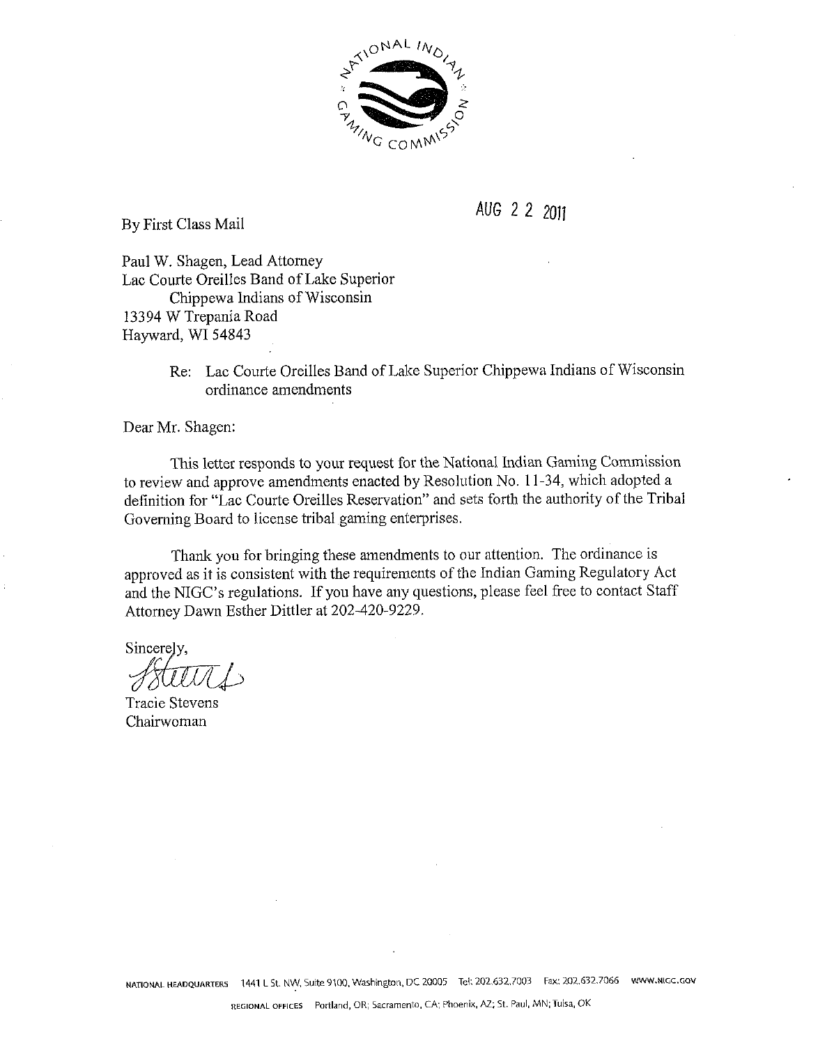NATIONAL INDIAN GAMING COMMISSION

AUG 2 2 2011

By First Class Mail

Paul W. Shagen, Lead Attorney
Lac Courte Oreilles Band of Lake Superior
Chippewa Indians of Wisconsin
13394 W Trepania Road
Hayward, WI 54843

Re: Lac Courte Oreilles Band of Lake Superior Chippewa Indians of Wisconsin ordinance amendments

Dear Mr. Shagen:

This letter responds to your request for the National Indian Gaming Commission to review and approve amendments enacted by Resolution No. 11-34, which adopted a definition for "Lac Courte Oreilles Reservation" and sets forth the authority of the Tribal Governing Board to license tribal gaming enterprises.

Thank you for bringing these amendments to our attention. The ordinance is approved as it is consistent with the requirements of the Indian Gaming Regulatory Act and the NIGC's regulations. If you have any questions, please feel free to contact Staff Attorney Dawn Esther Dittler at 202-420-9229.

Sincerely,

Tracie Stevens
Chairwoman

NATIONAL HEADQUARTERS 1441 L St. NW, Suite 9100, Washington, DC 20005 Tel: 202.632.7003 Fax: 202.632.7066 WWW.NIGC.GOV

REGIONAL OFFICES Portland, OR; Sacramento, CA; Phoenix, AZ; St. Paul, MN; Tulsa, OK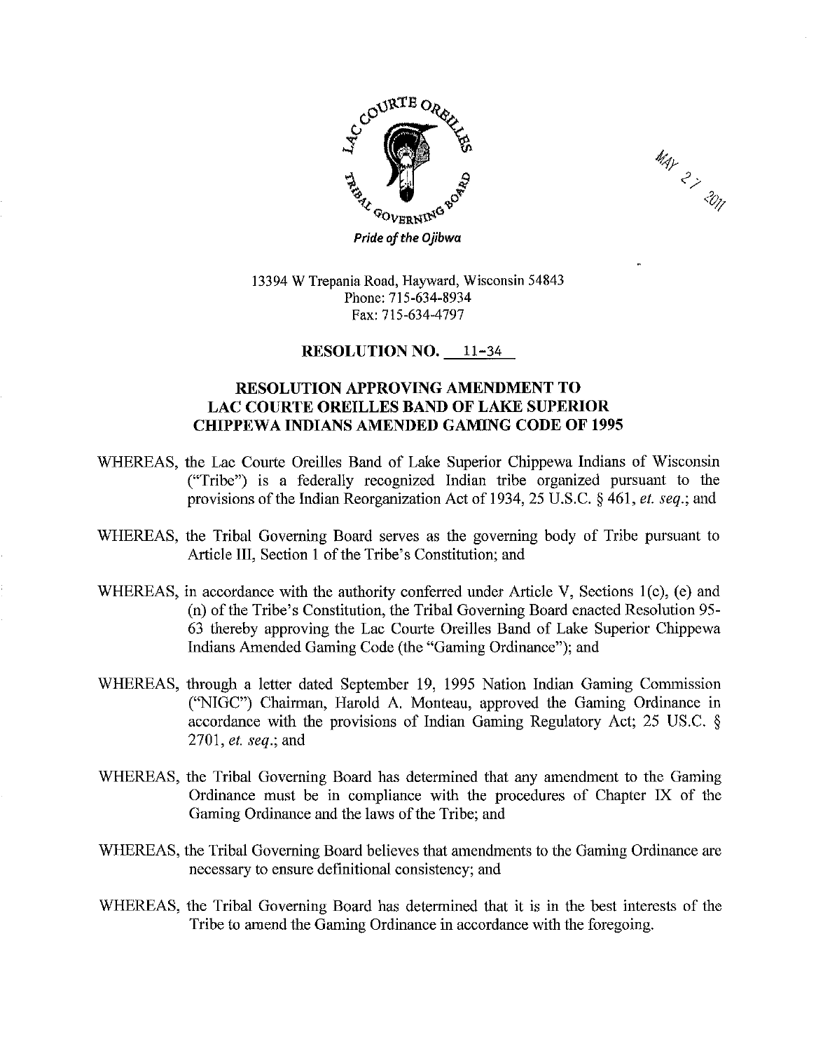LAC COURTE OREILLES TRIBAL GOVERNING BOARD

*Pride of the Ojibwa*

MAY 27 2011

13394 W Trepania Road, Hayward, Wisconsin 54843
Phone: 715-634-8934
Fax: 715-634-4797

**RESOLUTION NO. 11-34**

**RESOLUTION APPROVING AMENDMENT TO LAC COURTE OREILLES BAND OF LAKE SUPERIOR CHIPPEWA INDIANS AMENDED GAMING CODE OF 1995**

WHEREAS, the Lac Courte Oreilles Band of Lake Superior Chippewa Indians of Wisconsin ("Tribe") is a federally recognized Indian tribe organized pursuant to the provisions of the Indian Reorganization Act of 1934, 25 U.S.C. § 461, *et. seq*.; and

WHEREAS, the Tribal Governing Board serves as the governing body of Tribe pursuant to Article III, Section 1 of the Tribe's Constitution; and

WHEREAS, in accordance with the authority conferred under Article V, Sections 1(c), (e) and (n) of the Tribe's Constitution, the Tribal Governing Board enacted Resolution 95-63 thereby approving the Lac Courte Oreilles Band of Lake Superior Chippewa Indians Amended Gaming Code (the "Gaming Ordinance"); and

WHEREAS, through a letter dated September 19, 1995 Nation Indian Gaming Commission ("NIGC") Chairman, Harold A. Monteau, approved the Gaming Ordinance in accordance with the provisions of Indian Gaming Regulatory Act; 25 US.C. § 2701, *et. seq*.; and

WHEREAS, the Tribal Governing Board has determined that any amendment to the Gaming Ordinance must be in compliance with the procedures of Chapter IX of the Gaming Ordinance and the laws of the Tribe; and

WHEREAS, the Tribal Governing Board believes that amendments to the Gaming Ordinance are necessary to ensure definitional consistency; and

WHEREAS, the Tribal Governing Board has determined that it is in the best interests of the Tribe to amend the Gaming Ordinance in accordance with the foregoing.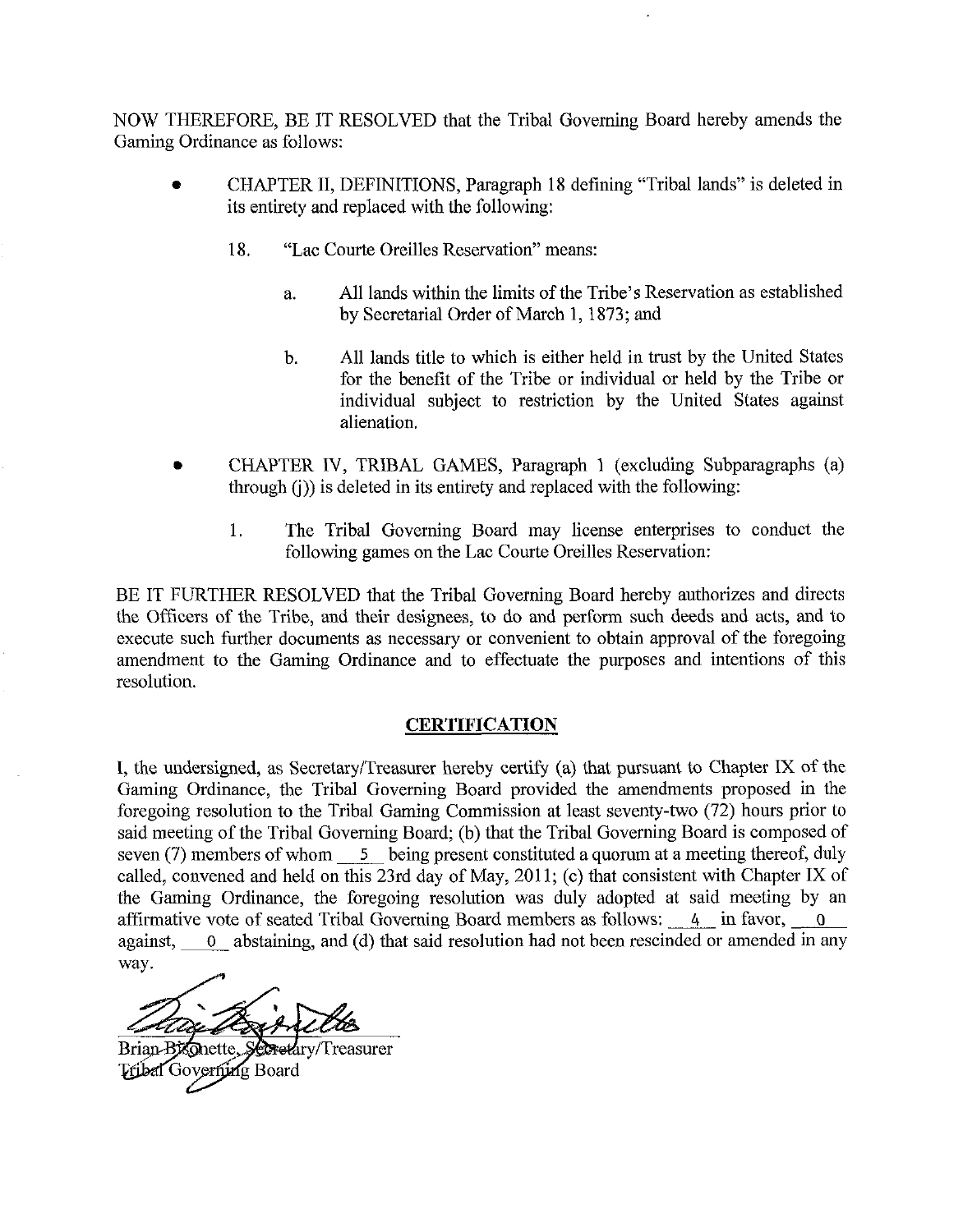NOW THEREFORE, BE IT RESOLVED that the Tribal Governing Board hereby amends the Gaming Ordinance as follows:

- CHAPTER II, DEFINITIONS, Paragraph 18 defining "Tribal lands" is deleted in its entirety and replaced with the following:

  18. "Lac Courte Oreilles Reservation" means:

      a. All lands within the limits of the Tribe's Reservation as established by Secretarial Order of March 1, 1873; and

      b. All lands title to which is either held in trust by the United States for the benefit of the Tribe or individual or held by the Tribe or individual subject to restriction by the United States against alienation.

- CHAPTER IV, TRIBAL GAMES, Paragraph 1 (excluding Subparagraphs (a) through (j)) is deleted in its entirety and replaced with the following:

  1. The Tribal Governing Board may license enterprises to conduct the following games on the Lac Courte Oreilles Reservation:

BE IT FURTHER RESOLVED that the Tribal Governing Board hereby authorizes and directs the Officers of the Tribe, and their designees, to do and perform such deeds and acts, and to execute such further documents as necessary or convenient to obtain approval of the foregoing amendment to the Gaming Ordinance and to effectuate the purposes and intentions of this resolution.

## CERTIFICATION

I, the undersigned, as Secretary/Treasurer hereby certify (a) that pursuant to Chapter IX of the Gaming Ordinance, the Tribal Governing Board provided the amendments proposed in the foregoing resolution to the Tribal Gaming Commission at least seventy-two (72) hours prior to said meeting of the Tribal Governing Board; (b) that the Tribal Governing Board is composed of seven (7) members of whom 5 being present constituted a quorum at a meeting thereof, duly called, convened and held on this 23rd day of May, 2011; (c) that consistent with Chapter IX of the Gaming Ordinance, the foregoing resolution was duly adopted at said meeting by an affirmative vote of seated Tribal Governing Board members as follows: 4 in favor, 0 against, 0 abstaining, and (d) that said resolution had not been rescinded or amended in any way.

Brian Bisonette, Secretary/Treasurer
Tribal Governing Board